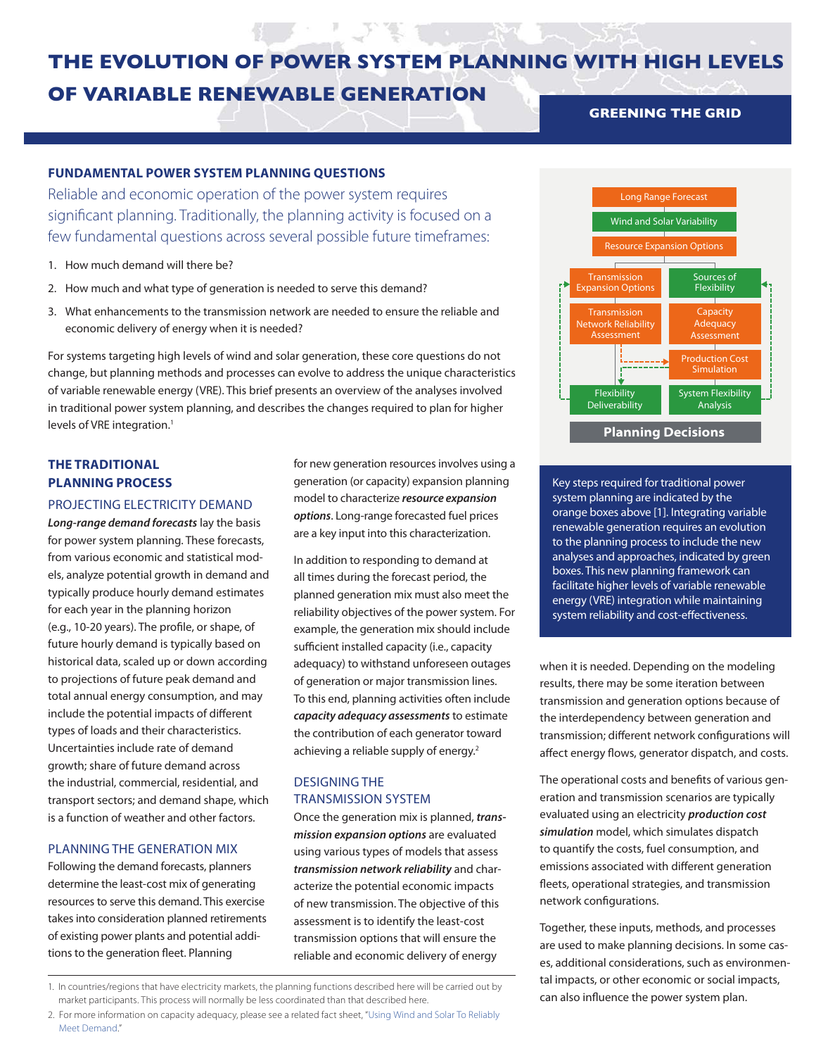# THE EVOLUTION OF POWER SYSTEM PLANNING WITH HIGH LEVELS OF VARIABLE RENEWABLE GENERATION

**GREENING THE GRID**

## FUNDAMENTAL POWER SYSTEM PLANNING QUESTIONS

Reliable and economic operation of the power system requires significant planning. Traditionally, the planning activity is focused on a few fundamental questions across several possible future timeframes:

1. How much demand will there be?
2. How much and what type of generation is needed to serve this demand?
3. What enhancements to the transmission network are needed to ensure the reliable and economic delivery of energy when it is needed?

For systems targeting high levels of wind and solar generation, these core questions do not change, but planning methods and processes can evolve to address the unique characteristics of variable renewable energy (VRE). This brief presents an overview of the analyses involved in traditional power system planning, and describes the changes required to plan for higher levels of VRE integration.[1]

## THE TRADITIONAL PLANNING PROCESS

### PROJECTING ELECTRICITY DEMAND

***Long-range demand forecasts*** lay the basis for power system planning. These forecasts, from various economic and statistical models, analyze potential growth in demand and typically produce hourly demand estimates for each year in the planning horizon (e.g., 10-20 years). The profile, or shape, of future hourly demand is typically based on historical data, scaled up or down according to projections of future peak demand and total annual energy consumption, and may include the potential impacts of different types of loads and their characteristics. Uncertainties include rate of demand growth; share of future demand across the industrial, commercial, residential, and transport sectors; and demand shape, which is a function of weather and other factors.

### PLANNING THE GENERATION MIX

Following the demand forecasts, planners determine the least-cost mix of generating resources to serve this demand. This exercise takes into consideration planned retirements of existing power plants and potential additions to the generation fleet. Planning for new generation resources involves using a generation (or capacity) expansion planning model to characterize ***resource expansion options***. Long-range forecasted fuel prices are a key input into this characterization.

In addition to responding to demand at all times during the forecast period, the planned generation mix must also meet the reliability objectives of the power system. For example, the generation mix should include sufficient installed capacity (i.e., capacity adequacy) to withstand unforeseen outages of generation or major transmission lines. To this end, planning activities often include ***capacity adequacy assessments*** to estimate the contribution of each generator toward achieving a reliable supply of energy.[2]

### DESIGNING THE TRANSMISSION SYSTEM

Once the generation mix is planned, ***transmission expansion options*** are evaluated using various types of models that assess ***transmission network reliability*** and characterize the potential economic impacts of new transmission. The objective of this assessment is to identify the least-cost transmission options that will ensure the reliable and economic delivery of energy when it is needed. Depending on the modeling results, there may be some iteration between transmission and generation options because of the interdependency between generation and transmission; different network configurations will affect energy flows, generator dispatch, and costs.

The operational costs and benefits of various generation and transmission scenarios are typically evaluated using an electricity ***production cost simulation*** model, which simulates dispatch to quantify the costs, fuel consumption, and emissions associated with different generation fleets, operational strategies, and transmission network configurations.

Together, these inputs, methods, and processes are used to make planning decisions. In some cases, additional considerations, such as environmental impacts, or other economic or social impacts, can also influence the power system plan.

Long Range Forecast → Wind and Solar Variability → Resource Expansion Options → Transmission Expansion Options / Sources of Flexibility → Transmission Network Reliability Assessment / Capacity Adequacy Assessment → Production Cost Simulation → Flexibility Deliverability / System Flexibility Analysis → **Planning Decisions**

Key steps required for traditional power system planning are indicated by the orange boxes above [1]. Integrating variable renewable generation requires an evolution to the planning process to include the new analyses and approaches, indicated by green boxes. This new planning framework can facilitate higher levels of variable renewable energy (VRE) integration while maintaining system reliability and cost-effectiveness.

---

1. In countries/regions that have electricity markets, the planning functions described here will be carried out by market participants. This process will normally be less coordinated than that described here.
2. For more information on capacity adequacy, please see a related fact sheet, "Using Wind and Solar To Reliably Meet Demand."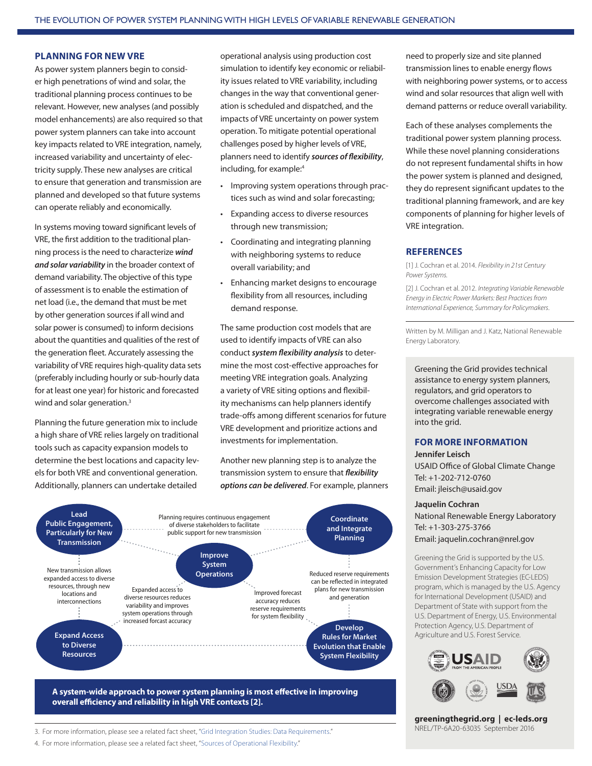## PLANNING FOR NEW VRE

As power system planners begin to consider high penetrations of wind and solar, the traditional planning process continues to be relevant. However, new analyses (and possibly model enhancements) are also required so that power system planners can take into account key impacts related to VRE integration, namely, increased variability and uncertainty of electricity supply. These new analyses are critical to ensure that generation and transmission are planned and developed so that future systems can operate reliably and economically.

In systems moving toward significant levels of VRE, the first addition to the traditional planning process is the need to characterize ***wind and solar variability*** in the broader context of demand variability. The objective of this type of assessment is to enable the estimation of net load (i.e., the demand that must be met by other generation sources if all wind and solar power is consumed) to inform decisions about the quantities and qualities of the rest of the generation fleet. Accurately assessing the variability of VRE requires high-quality data sets (preferably including hourly or sub-hourly data for at least one year) for historic and forecasted wind and solar generation.[3]

Planning the future generation mix to include a high share of VRE relies largely on traditional tools such as capacity expansion models to determine the best locations and capacity levels for both VRE and conventional generation. Additionally, planners can undertake detailed operational analysis using production cost simulation to identify key economic or reliability issues related to VRE variability, including changes in the way that conventional generation is scheduled and dispatched, and the impacts of VRE uncertainty on power system operation. To mitigate potential operational challenges posed by higher levels of VRE, planners need to identify ***sources of flexibility***, including, for example:[4]

- Improving system operations through practices such as wind and solar forecasting;
- Expanding access to diverse resources through new transmission;
- Coordinating and integrating planning with neighboring systems to reduce overall variability; and
- Enhancing market designs to encourage flexibility from all resources, including demand response.

The same production cost models that are used to identify impacts of VRE can also conduct ***system flexibility analysis*** to determine the most cost-effective approaches for meeting VRE integration goals. Analyzing a variety of VRE siting options and flexibility mechanisms can help planners identify trade-offs among different scenarios for future VRE development and prioritize actions and investments for implementation.

Another new planning step is to analyze the transmission system to ensure that ***flexibility options can be delivered***. For example, planners need to properly size and site planned transmission lines to enable energy flows with neighboring power systems, or to access wind and solar resources that align well with demand patterns or reduce overall variability.

Each of these analyses complements the traditional power system planning process. While these novel planning considerations do not represent fundamental shifts in how the power system is planned and designed, they do represent significant updates to the traditional planning framework, and are key components of planning for higher levels of VRE integration.

Lead Public Engagement, Particularly for New Transmission

Planning requires continuous engagement of diverse stakeholders to facilitate public support for new transmission

Coordinate and Integrate Planning

Improve System Operations

New transmission allows expanded access to diverse resources, through new locations and interconnections

Expanded access to diverse resources reduces variability and improves system operations through increased forcast accuracy

Improved forecast accuracy reduces reserve requirements for system flexibility

Reduced reserve requirements can be reflected in integrated plans for new transmission and generation

Expand Access to Diverse Resources

Develop Rules for Market Evolution that Enable System Flexibility

**A system-wide approach to power system planning is most effective in improving overall efficiency and reliability in high VRE contexts [2].**

3. For more information, please see a related fact sheet, "Grid Integration Studies: Data Requirements."

4. For more information, please see a related fact sheet, "Sources of Operational Flexibility."

## REFERENCES

[1] J. Cochran et al. 2014. *Flexibility in 21st Century Power Systems.*

[2] J. Cochran et al. 2012. *Integrating Variable Renewable Energy in Electric Power Markets: Best Practices from International Experience, Summary for Policymakers.*

Written by M. Milligan and J. Katz, National Renewable Energy Laboratory.

Greening the Grid provides technical assistance to energy system planners, regulators, and grid operators to overcome challenges associated with integrating variable renewable energy into the grid.

## FOR MORE INFORMATION

**Jennifer Leisch**
USAID Office of Global Climate Change
Tel: +1-202-712-0760
Email: jleisch@usaid.gov

**Jaquelin Cochran**
National Renewable Energy Laboratory
Tel: +1-303-275-3766
Email: jaquelin.cochran@nrel.gov

Greening the Grid is supported by the U.S. Government's Enhancing Capacity for Low Emission Development Strategies (EC-LEDS) program, which is managed by the U.S. Agency for International Development (USAID) and Department of State with support from the U.S. Department of Energy, U.S. Environmental Protection Agency, U.S. Department of Agriculture and U.S. Forest Service.

**greeningthegrid.org | ec-leds.org**
NREL/TP-6A20-63035 September 2016